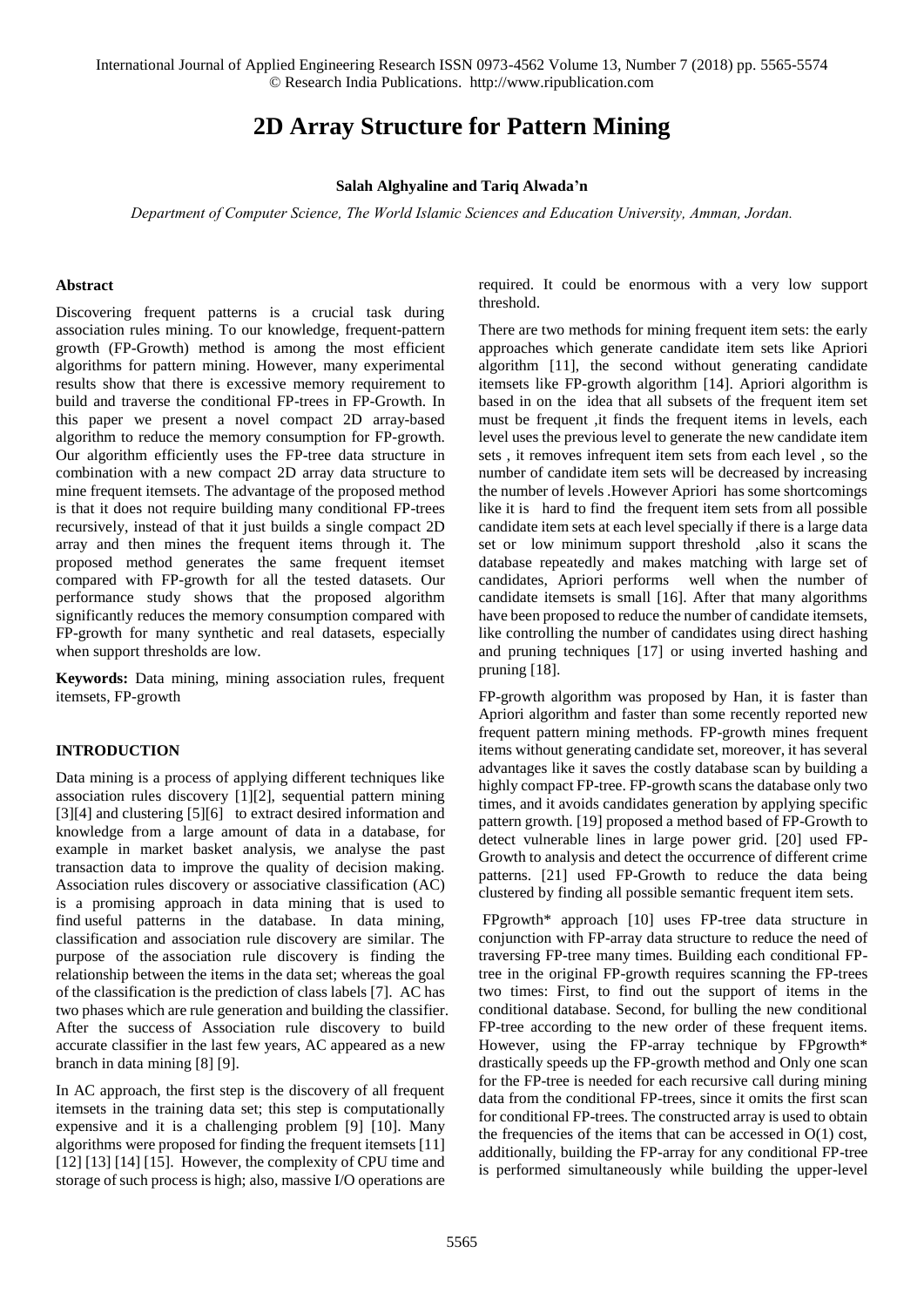# 2D Array Structure for Pattern Mining

**Salah Alghyaline and Tariq Alwada'n**

*Department of Computer Science, The World Islamic Sciences and Education University, Amman, Jordan.*

## Abstract

Discovering frequent patterns is a crucial task during association rules mining. To our knowledge, frequent-pattern growth (FP-Growth) method is among the most efficient algorithms for pattern mining. However, many experimental results show that there is excessive memory requirement to build and traverse the conditional FP-trees in FP-Growth. In this paper we present a novel compact 2D array-based algorithm to reduce the memory consumption for FP-growth. Our algorithm efficiently uses the FP-tree data structure in combination with a new compact 2D array data structure to mine frequent itemsets. The advantage of the proposed method is that it does not require building many conditional FP-trees recursively, instead of that it just builds a single compact 2D array and then mines the frequent items through it. The proposed method generates the same frequent itemset compared with FP-growth for all the tested datasets. Our performance study shows that the proposed algorithm significantly reduces the memory consumption compared with FP-growth for many synthetic and real datasets, especially when support thresholds are low.

**Keywords:** Data mining, mining association rules, frequent itemsets, FP-growth

## INTRODUCTION

Data mining is a process of applying different techniques like association rules discovery [1][2], sequential pattern mining [3][4] and clustering [5][6] to extract desired information and knowledge from a large amount of data in a database, for example in market basket analysis, we analyse the past transaction data to improve the quality of decision making. Association rules discovery or associative classification (AC) is a promising approach in data mining that is used to find useful patterns in the database. In data mining, classification and association rule discovery are similar. The purpose of the association rule discovery is finding the relationship between the items in the data set; whereas the goal of the classification is the prediction of class labels [7]. AC has two phases which are rule generation and building the classifier. After the success of Association rule discovery to build accurate classifier in the last few years, AC appeared as a new branch in data mining [8] [9].

In AC approach, the first step is the discovery of all frequent itemsets in the training data set; this step is computationally expensive and it is a challenging problem [9] [10]. Many algorithms were proposed for finding the frequent itemsets [11] [12] [13] [14] [15]. However, the complexity of CPU time and storage of such process is high; also, massive I/O operations are required. It could be enormous with a very low support threshold.

There are two methods for mining frequent item sets: the early approaches which generate candidate item sets like Apriori algorithm [11], the second without generating candidate itemsets like FP-growth algorithm [14]. Apriori algorithm is based in on the idea that all subsets of the frequent item set must be frequent ,it finds the frequent items in levels, each level uses the previous level to generate the new candidate item sets , it removes infrequent item sets from each level , so the number of candidate item sets will be decreased by increasing the number of levels .However Apriori has some shortcomings like it is hard to find the frequent item sets from all possible candidate item sets at each level specially if there is a large data set or low minimum support threshold ,also it scans the database repeatedly and makes matching with large set of candidates, Apriori performs well when the number of candidate itemsets is small [16]. After that many algorithms have been proposed to reduce the number of candidate itemsets, like controlling the number of candidates using direct hashing and pruning techniques [17] or using inverted hashing and pruning [18].

FP-growth algorithm was proposed by Han, it is faster than Apriori algorithm and faster than some recently reported new frequent pattern mining methods. FP-growth mines frequent items without generating candidate set, moreover, it has several advantages like it saves the costly database scan by building a highly compact FP-tree. FP-growth scans the database only two times, and it avoids candidates generation by applying specific pattern growth. [19] proposed a method based of FP-Growth to detect vulnerable lines in large power grid. [20] used FP-Growth to analysis and detect the occurrence of different crime patterns. [21] used FP-Growth to reduce the data being clustered by finding all possible semantic frequent item sets.

FPgrowth* approach [10] uses FP-tree data structure in conjunction with FP-array data structure to reduce the need of traversing FP-tree many times. Building each conditional FP-tree in the original FP-growth requires scanning the FP-trees two times: First, to find out the support of items in the conditional database. Second, for bulling the new conditional FP-tree according to the new order of these frequent items. However, using the FP-array technique by FPgrowth* drastically speeds up the FP-growth method and Only one scan for the FP-tree is needed for each recursive call during mining data from the conditional FP-trees, since it omits the first scan for conditional FP-trees. The constructed array is used to obtain the frequencies of the items that can be accessed in O(1) cost, additionally, building the FP-array for any conditional FP-tree is performed simultaneously while building the upper-level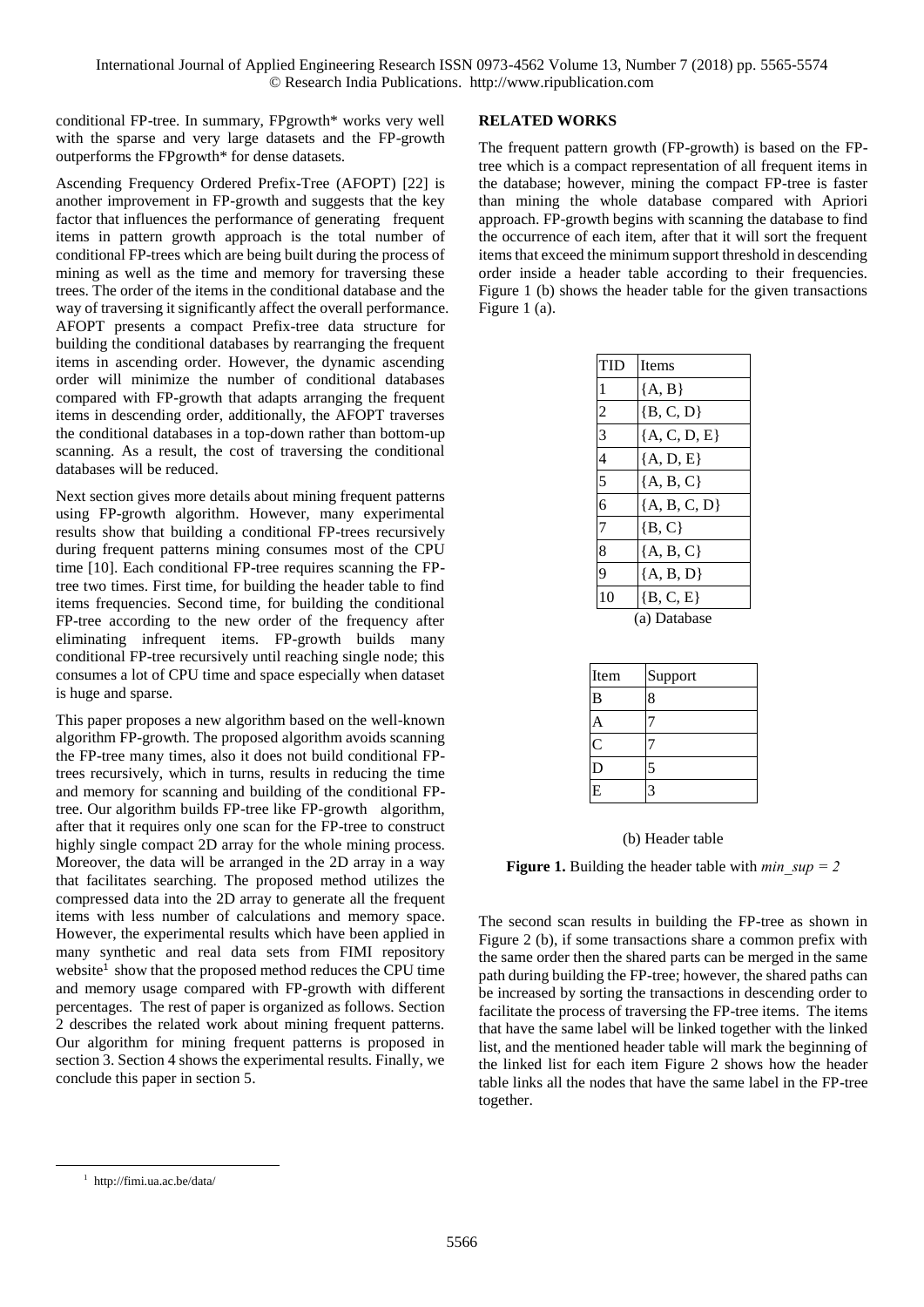conditional FP-tree. In summary, FPgrowth* works very well with the sparse and very large datasets and the FP-growth outperforms the FPgrowth* for dense datasets.

Ascending Frequency Ordered Prefix-Tree (AFOPT) [22] is another improvement in FP-growth and suggests that the key factor that influences the performance of generating frequent items in pattern growth approach is the total number of conditional FP-trees which are being built during the process of mining as well as the time and memory for traversing these trees. The order of the items in the conditional database and the way of traversing it significantly affect the overall performance. AFOPT presents a compact Prefix-tree data structure for building the conditional databases by rearranging the frequent items in ascending order. However, the dynamic ascending order will minimize the number of conditional databases compared with FP-growth that adapts arranging the frequent items in descending order, additionally, the AFOPT traverses the conditional databases in a top-down rather than bottom-up scanning. As a result, the cost of traversing the conditional databases will be reduced.

Next section gives more details about mining frequent patterns using FP-growth algorithm. However, many experimental results show that building a conditional FP-trees recursively during frequent patterns mining consumes most of the CPU time [10]. Each conditional FP-tree requires scanning the FP-tree two times. First time, for building the header table to find items frequencies. Second time, for building the conditional FP-tree according to the new order of the frequency after eliminating infrequent items. FP-growth builds many conditional FP-tree recursively until reaching single node; this consumes a lot of CPU time and space especially when dataset is huge and sparse.

This paper proposes a new algorithm based on the well-known algorithm FP-growth. The proposed algorithm avoids scanning the FP-tree many times, also it does not build conditional FP-trees recursively, which in turns, results in reducing the time and memory for scanning and building of the conditional FP-tree. Our algorithm builds FP-tree like FP-growth algorithm, after that it requires only one scan for the FP-tree to construct highly single compact 2D array for the whole mining process. Moreover, the data will be arranged in the 2D array in a way that facilitates searching. The proposed method utilizes the compressed data into the 2D array to generate all the frequent items with less number of calculations and memory space. However, the experimental results which have been applied in many synthetic and real data sets from FIMI repository website[1] show that the proposed method reduces the CPU time and memory usage compared with FP-growth with different percentages. The rest of paper is organized as follows. Section 2 describes the related work about mining frequent patterns. Our algorithm for mining frequent patterns is proposed in section 3. Section 4 shows the experimental results. Finally, we conclude this paper in section 5.

## RELATED WORKS

The frequent pattern growth (FP-growth) is based on the FP-tree which is a compact representation of all frequent items in the database; however, mining the compact FP-tree is faster than mining the whole database compared with Apriori approach. FP-growth begins with scanning the database to find the occurrence of each item, after that it will sort the frequent items that exceed the minimum support threshold in descending order inside a header table according to their frequencies. Figure 1 (b) shows the header table for the given transactions Figure 1 (a).

| TID | Items |
|---|---|
| 1 | {A, B} |
| 2 | {B, C, D} |
| 3 | {A, C, D, E} |
| 4 | {A, D, E} |
| 5 | {A, B, C} |
| 6 | {A, B, C, D} |
| 7 | {B, C} |
| 8 | {A, B, C} |
| 9 | {A, B, D} |
| 10 | {B, C, E} |

(a) Database

| Item | Support |
|---|---|
| B | 8 |
| A | 7 |
| C | 7 |
| D | 5 |
| E | 3 |

(b) Header table

**Figure 1.** Building the header table with *min_sup = 2*

The second scan results in building the FP-tree as shown in Figure 2 (b), if some transactions share a common prefix with the same order then the shared parts can be merged in the same path during building the FP-tree; however, the shared paths can be increased by sorting the transactions in descending order to facilitate the process of traversing the FP-tree items. The items that have the same label will be linked together with the linked list, and the mentioned header table will mark the beginning of the linked list for each item Figure 2 shows how the header table links all the nodes that have the same label in the FP-tree together.

[1] http://fimi.ua.ac.be/data/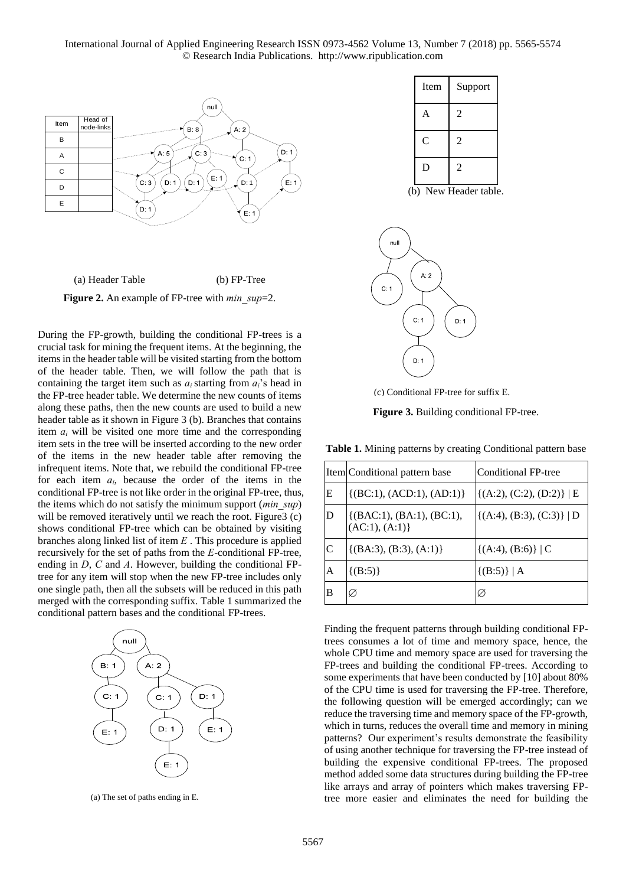(a) Header Table (b) FP-Tree

**Figure 2.** An example of FP-tree with *min_sup*=2.

During the FP-growth, building the conditional FP-trees is a crucial task for mining the frequent items. At the beginning, the items in the header table will be visited starting from the bottom of the header table. Then, we will follow the path that is containing the target item such as $a_i$ starting from $a_i$'s head in the FP-tree header table. We determine the new counts of items along these paths, then the new counts are used to build a new header table as it shown in Figure 3 (b). Branches that contains item $a_i$ will be visited one more time and the corresponding item sets in the tree will be inserted according to the new order of the items in the new header table after removing the infrequent items. Note that, we rebuild the conditional FP-tree for each item $a_i$, because the order of the items in the conditional FP-tree is not like order in the original FP-tree, thus, the items which do not satisfy the minimum support (*min_sup*) will be removed iteratively until we reach the root. Figure3 (c) shows conditional FP-tree which can be obtained by visiting branches along linked list of item $E$ . This procedure is applied recursively for the set of paths from the $E$-conditional FP-tree, ending in $D$, $C$ and $A$. However, building the conditional FP-tree for any item will stop when the new FP-tree includes only one single path, then all the subsets will be reduced in this path merged with the corresponding suffix. Table 1 summarized the conditional pattern bases and the conditional FP-trees.

(a) The set of paths ending in E.

| Item | Support |
|---|---|
| A | 2 |
| C | 2 |
| D | 2 |

(b) New Header table.

(c) Conditional FP-tree for suffix E.

**Figure 3.** Building conditional FP-tree.

**Table 1.** Mining patterns by creating Conditional pattern base

| Item | Conditional pattern base | Conditional FP-tree |
|---|---|---|
| E | {(BC:1), (ACD:1), (AD:1)} | {(A:2), (C:2), (D:2)} \| E |
| D | {(BAC:1), (BA:1), (BC:1), (AC:1), (A:1)} | {(A:4), (B:3), (C:3)} \| D |
| C | {(BA:3), (B:3), (A:1)} | {(A:4), (B:6)} \| C |
| A | {(B:5)} | {(B:5)} \| A |
| B | ∅ | ∅ |

Finding the frequent patterns through building conditional FP-trees consumes a lot of time and memory space, hence, the whole CPU time and memory space are used for traversing the FP-trees and building the conditional FP-trees. According to some experiments that have been conducted by [10] about 80% of the CPU time is used for traversing the FP-tree. Therefore, the following question will be emerged accordingly; can we reduce the traversing time and memory space of the FP-growth, which in turns, reduces the overall time and memory in mining patterns? Our experiment's results demonstrate the feasibility of using another technique for traversing the FP-tree instead of building the expensive conditional FP-trees. The proposed method added some data structures during building the FP-tree like arrays and array of pointers which makes traversing FP-tree more easier and eliminates the need for building the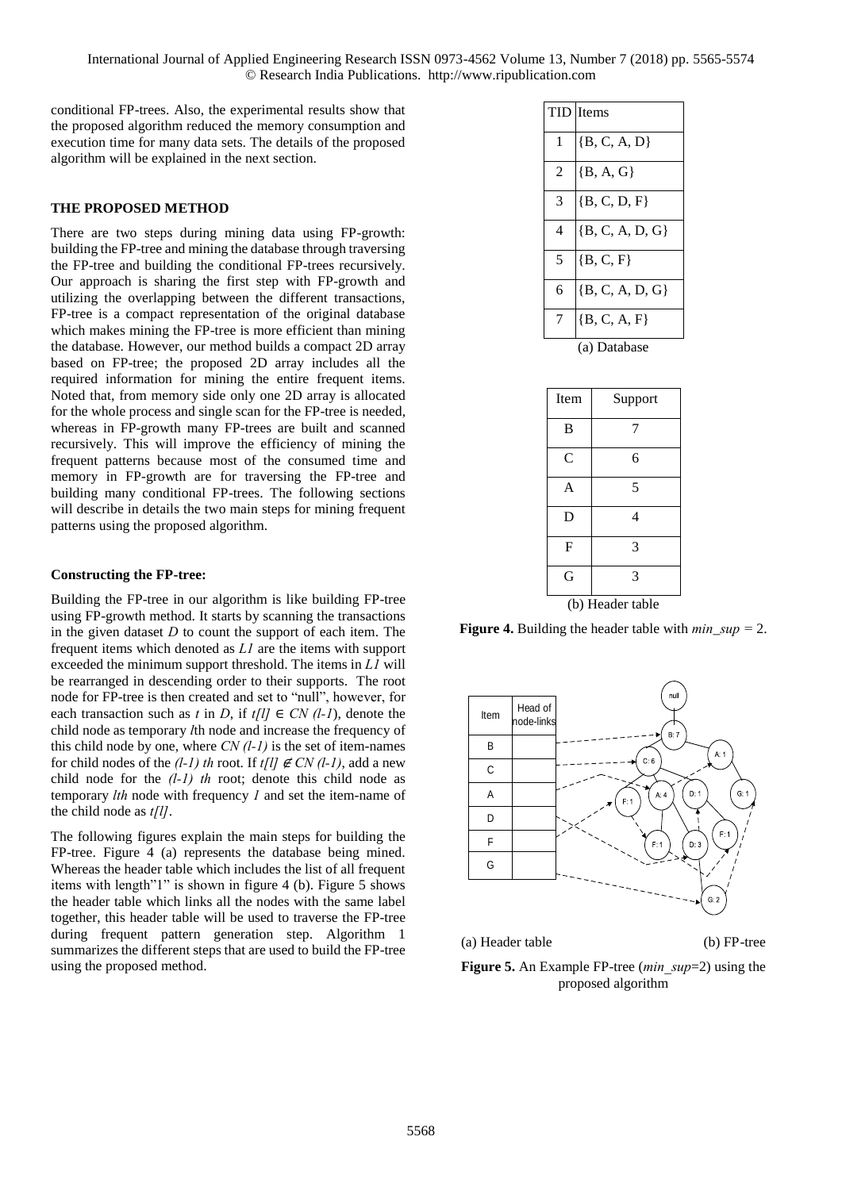conditional FP-trees. Also, the experimental results show that the proposed algorithm reduced the memory consumption and execution time for many data sets. The details of the proposed algorithm will be explained in the next section.

## THE PROPOSED METHOD

There are two steps during mining data using FP-growth: building the FP-tree and mining the database through traversing the FP-tree and building the conditional FP-trees recursively. Our approach is sharing the first step with FP-growth and utilizing the overlapping between the different transactions, FP-tree is a compact representation of the original database which makes mining the FP-tree is more efficient than mining the database. However, our method builds a compact 2D array based on FP-tree; the proposed 2D array includes all the required information for mining the entire frequent items. Noted that, from memory side only one 2D array is allocated for the whole process and single scan for the FP-tree is needed, whereas in FP-growth many FP-trees are built and scanned recursively. This will improve the efficiency of mining the frequent patterns because most of the consumed time and memory in FP-growth are for traversing the FP-tree and building many conditional FP-trees. The following sections will describe in details the two main steps for mining frequent patterns using the proposed algorithm.

### Constructing the FP-tree:

Building the FP-tree in our algorithm is like building FP-tree using FP-growth method. It starts by scanning the transactions in the given dataset $D$ to count the support of each item. The frequent items which denoted as $L1$ are the items with support exceeded the minimum support threshold. The items in $L1$ will be rearranged in descending order to their supports. The root node for FP-tree is then created and set to "null", however, for each transaction such as $t$ in $D$, if $t[l] \in CN\ (l\text{-}1)$, denote the child node as temporary $l$th node and increase the frequency of this child node by one, where $CN\ (l\text{-}1)$ is the set of item-names for child nodes of the $(l\text{-}1)\ th$ root. If $t[l] \notin CN\ (l\text{-}1)$, add a new child node for the $(l\text{-}1)\ th$ root; denote this child node as temporary $lth$ node with frequency $1$ and set the item-name of the child node as $t[l]$.

The following figures explain the main steps for building the FP-tree. Figure 4 (a) represents the database being mined. Whereas the header table which includes the list of all frequent items with length"1" is shown in figure 4 (b). Figure 5 shows the header table which links all the nodes with the same label together, this header table will be used to traverse the FP-tree during frequent pattern generation step. Algorithm 1 summarizes the different steps that are used to build the FP-tree using the proposed method.

| TID | Items |
|---|---|
| 1 | {B, C, A, D} |
| 2 | {B, A, G} |
| 3 | {B, C, D, F} |
| 4 | {B, C, A, D, G} |
| 5 | {B, C, F} |
| 6 | {B, C, A, D, G} |
| 7 | {B, C, A, F} |

(a) Database

| Item | Support |
|---|---|
| B | 7 |
| C | 6 |
| A | 5 |
| D | 4 |
| F | 3 |
| G | 3 |

(b) Header table

**Figure 4.** Building the header table with $min\_sup = 2$.

| Item | Head of node-links |
|---|---|
| B | |
| C | |
| A | |
| D | |
| F | |
| G | |

(a) Header table (b) FP-tree

**Figure 5.** An Example FP-tree ($min\_sup$=2) using the proposed algorithm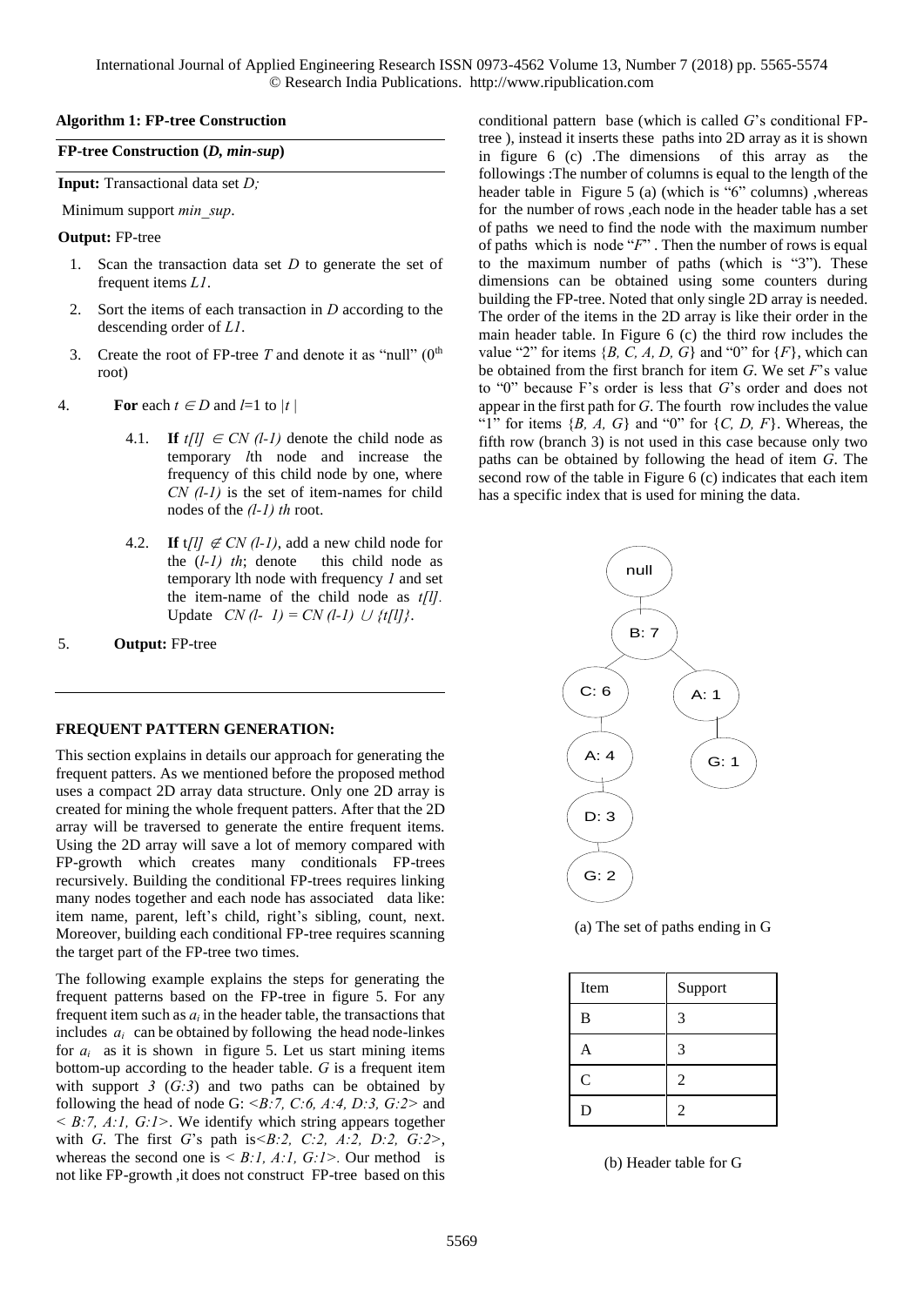**Algorithm 1: FP-tree Construction**

**FP-tree Construction (*D, min-sup*)**

**Input:** Transactional data set *D;*

Minimum support *min_sup*.

**Output:** FP-tree

1. Scan the transaction data set *D* to generate the set of frequent items *L1*.
2. Sort the items of each transaction in *D* according to the descending order of *L1*.
3. Create the root of FP-tree *T* and denote it as "null" ($0^{th}$ root)
4. **For** each $t \in D$ and $l$=1 to $|t|$
   - 4.1. **If** $t[l] \in CN\ (l\text{-}1)$ denote the child node as temporary *l*th node and increase the frequency of this child node by one, where *CN (l-1)* is the set of item-names for child nodes of the *(l-1) th* root.
   - 4.2. **If** $t[l] \notin CN\ (l\text{-}1)$, add a new child node for the *(l-1) th*; denote this child node as temporary lth node with frequency *1* and set the item-name of the child node as *t[l]*. Update $CN\ (l\text{-}\ 1) = CN\ (l\text{-}1) \cup \{t[l]\}$.
5. **Output:** FP-tree

## FREQUENT PATTERN GENERATION:

This section explains in details our approach for generating the frequent patters. As we mentioned before the proposed method uses a compact 2D array data structure. Only one 2D array is created for mining the whole frequent patters. After that the 2D array will be traversed to generate the entire frequent items. Using the 2D array will save a lot of memory compared with FP-growth which creates many conditionals FP-trees recursively. Building the conditional FP-trees requires linking many nodes together and each node has associated data like: item name, parent, left's child, right's sibling, count, next. Moreover, building each conditional FP-tree requires scanning the target part of the FP-tree two times.

The following example explains the steps for generating the frequent patterns based on the FP-tree in figure 5. For any frequent item such as $a_i$ in the header table, the transactions that includes $a_i$ can be obtained by following the head node-linkes for $a_i$ as it is shown in figure 5. Let us start mining items bottom-up according to the header table. *G* is a frequent item with support *3* (*G:3*) and two paths can be obtained by following the head of node G: <*B:7, C:6, A:4, D:3, G:2*> and < *B:7, A:1, G:1*>. We identify which string appears together with *G*. The first *G*'s path is<*B:2, C:2, A:2, D:2, G:2*>, whereas the second one is < *B:1, A:1, G:1*>. Our method is not like FP-growth ,it does not construct FP-tree based on this conditional pattern base (which is called *G*'s conditional FP-tree ), instead it inserts these paths into 2D array as it is shown in figure 6 (c) .The dimensions of this array as the followings :The number of columns is equal to the length of the header table in Figure 5 (a) (which is "6" columns) ,whereas for the number of rows ,each node in the header table has a set of paths we need to find the node with the maximum number of paths which is node "*F*" . Then the number of rows is equal to the maximum number of paths (which is "3"). These dimensions can be obtained using some counters during building the FP-tree. Noted that only single 2D array is needed. The order of the items in the 2D array is like their order in the main header table. In Figure 6 (c) the third row includes the value "2" for items {*B, C, A, D, G*} and "0" for {*F*}, which can be obtained from the first branch for item *G*. We set *F*'s value to "0" because F's order is less that *G*'s order and does not appear in the first path for *G*. The fourth row includes the value "1" for items {*B, A, G*} and "0" for {*C, D, F*}. Whereas, the fifth row (branch 3) is not used in this case because only two paths can be obtained by following the head of item *G*. The second row of the table in Figure 6 (c) indicates that each item has a specific index that is used for mining the data.

(a) The set of paths ending in G

| Item | Support |
|---|---|
| B | 3 |
| A | 3 |
| C | 2 |
| D | 2 |

(b) Header table for G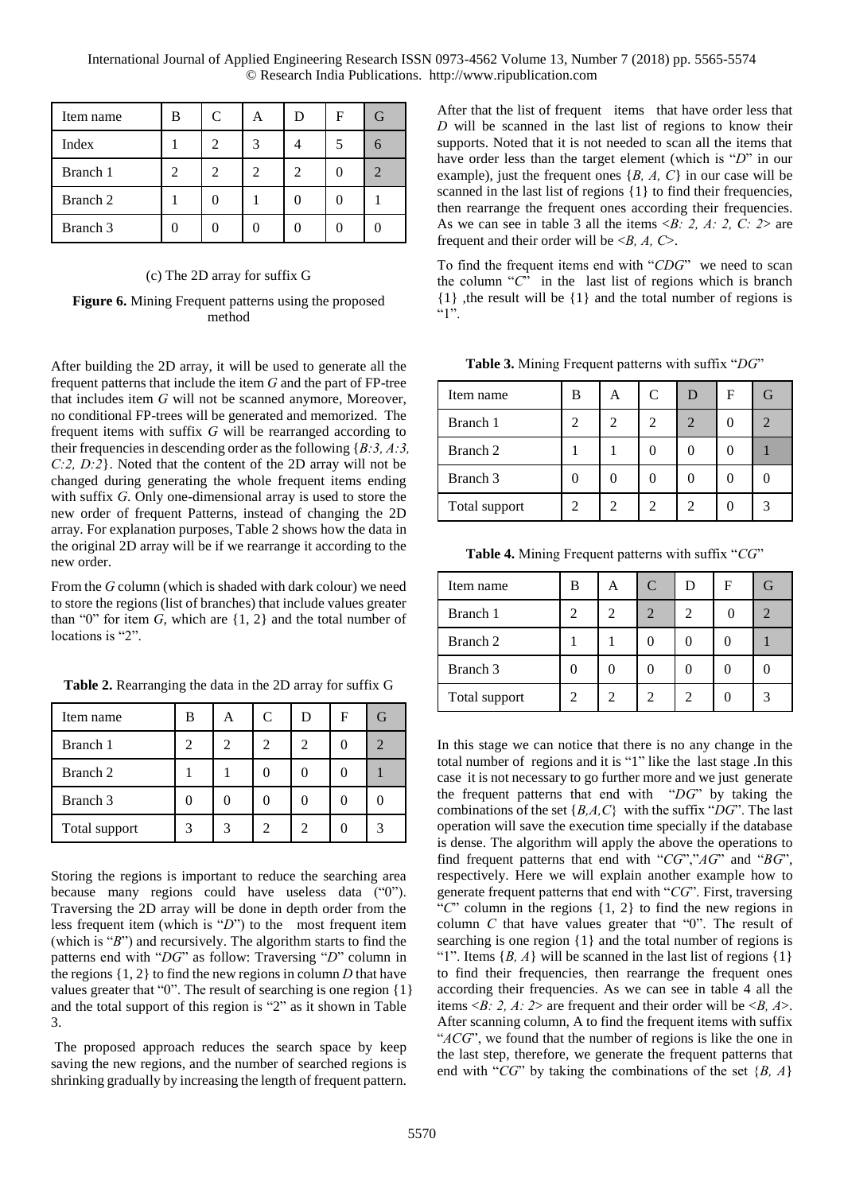| Item name | B | C | A | D | F | G |
|---|---|---|---|---|---|---|
| Index | 1 | 2 | 3 | 4 | 5 | 6 |
| Branch 1 | 2 | 2 | 2 | 2 | 0 | 2 |
| Branch 2 | 1 | 0 | 1 | 0 | 0 | 1 |
| Branch 3 | 0 | 0 | 0 | 0 | 0 | 0 |

(c) The 2D array for suffix G

**Figure 6.** Mining Frequent patterns using the proposed method

After building the 2D array, it will be used to generate all the frequent patterns that include the item *G* and the part of FP-tree that includes item *G* will not be scanned anymore, Moreover, no conditional FP-trees will be generated and memorized. The frequent items with suffix *G* will be rearranged according to their frequencies in descending order as the following {*B:3, A:3, C:2, D:2*}. Noted that the content of the 2D array will not be changed during generating the whole frequent items ending with suffix *G*. Only one-dimensional array is used to store the new order of frequent Patterns, instead of changing the 2D array. For explanation purposes, Table 2 shows how the data in the original 2D array will be if we rearrange it according to the new order.

From the *G* column (which is shaded with dark colour) we need to store the regions (list of branches) that include values greater than "0" for item *G*, which are {1, 2} and the total number of locations is "2".

**Table 2.** Rearranging the data in the 2D array for suffix G

| Item name | B | A | C | D | F | G |
|---|---|---|---|---|---|---|
| Branch 1 | 2 | 2 | 2 | 2 | 0 | 2 |
| Branch 2 | 1 | 1 | 0 | 0 | 0 | 1 |
| Branch 3 | 0 | 0 | 0 | 0 | 0 | 0 |
| Total support | 3 | 3 | 2 | 2 | 0 | 3 |

Storing the regions is important to reduce the searching area because many regions could have useless data ("0"). Traversing the 2D array will be done in depth order from the less frequent item (which is "*D*") to the most frequent item (which is "*B*") and recursively. The algorithm starts to find the patterns end with "*DG*" as follow: Traversing "*D*" column in the regions {1, 2} to find the new regions in column *D* that have values greater that "0". The result of searching is one region {1} and the total support of this region is "2" as it shown in Table 3.

The proposed approach reduces the search space by keep saving the new regions, and the number of searched regions is shrinking gradually by increasing the length of frequent pattern.

After that the list of frequent items that have order less that *D* will be scanned in the last list of regions to know their supports. Noted that it is not needed to scan all the items that have order less than the target element (which is "*D*" in our example), just the frequent ones {*B, A, C*} in our case will be scanned in the last list of regions {1} to find their frequencies, then rearrange the frequent ones according their frequencies. As we can see in table 3 all the items <*B: 2, A: 2, C: 2*> are frequent and their order will be <*B, A, C*>.

To find the frequent items end with "*CDG*" we need to scan the column "*C*" in the last list of regions which is branch {1} ,the result will be {1} and the total number of regions is "1".

**Table 3.** Mining Frequent patterns with suffix "*DG*"

| Item name | B | A | C | D | F | G |
|---|---|---|---|---|---|---|
| Branch 1 | 2 | 2 | 2 | 2 | 0 | 2 |
| Branch 2 | 1 | 1 | 0 | 0 | 0 | 1 |
| Branch 3 | 0 | 0 | 0 | 0 | 0 | 0 |
| Total support | 2 | 2 | 2 | 2 | 0 | 3 |

**Table 4.** Mining Frequent patterns with suffix "*CG*"

| Item name | B | A | C | D | F | G |
|---|---|---|---|---|---|---|
| Branch 1 | 2 | 2 | 2 | 2 | 0 | 2 |
| Branch 2 | 1 | 1 | 0 | 0 | 0 | 1 |
| Branch 3 | 0 | 0 | 0 | 0 | 0 | 0 |
| Total support | 2 | 2 | 2 | 2 | 0 | 3 |

In this stage we can notice that there is no any change in the total number of regions and it is "1" like the last stage .In this case it is not necessary to go further more and we just generate the frequent patterns that end with "*DG*" by taking the combinations of the set {*B,A,C*} with the suffix "*DG*". The last operation will save the execution time specially if the database is dense. The algorithm will apply the above the operations to find frequent patterns that end with "*CG*","*AG*" and "*BG*", respectively. Here we will explain another example how to generate frequent patterns that end with "*CG*". First, traversing "*C*" column in the regions {1, 2} to find the new regions in column *C* that have values greater that "0". The result of searching is one region {1} and the total number of regions is "1". Items {*B, A*} will be scanned in the last list of regions {1} to find their frequencies, then rearrange the frequent ones according their frequencies. As we can see in table 4 all the items <*B: 2, A: 2*> are frequent and their order will be <*B, A*>. After scanning column, A to find the frequent items with suffix "*ACG*", we found that the number of regions is like the one in the last step, therefore, we generate the frequent patterns that end with "*CG*" by taking the combinations of the set {*B, A*}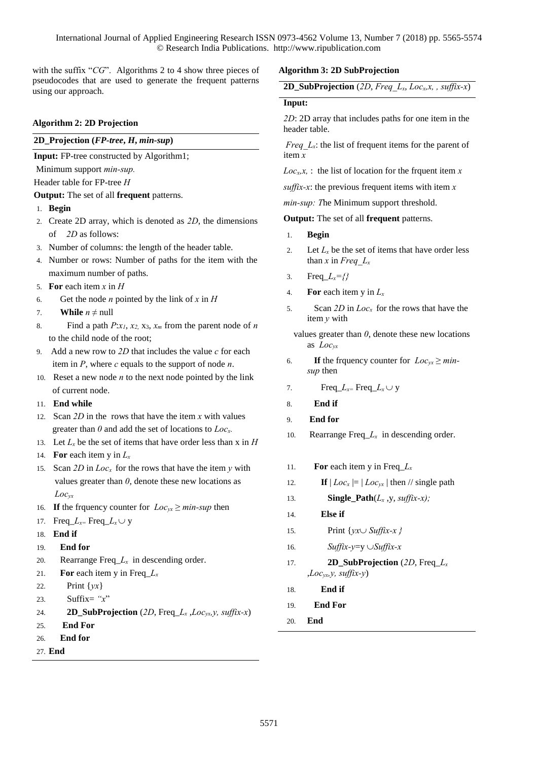with the suffix "*CG*". Algorithms 2 to 4 show three pieces of pseudocodes that are used to generate the frequent patterns using our approach.

**Algorithm 2: 2D Projection**

**2D_Projection (*FP-tree*, *H*, *min-sup*)**

**Input:** FP-tree constructed by Algorithm1;

Minimum support *min-sup.*

Header table for FP-tree *H*

**Output:** The set of all **frequent** patterns.

1. **Begin**
2. Create 2D array, which is denoted as *2D*, the dimensions of *2D* as follows:
3. Number of columns: the length of the header table.
4. Number or rows: Number of paths for the item with the maximum number of paths.
5. **For** each item $x$ in $H$
6. Get the node $n$ pointed by the link of $x$ in $H$
7. **While** $n \neq$ null
8. Find a path $P$:$x_1$, $x_2$, $x_3$, $x_m$ from the parent node of $n$ to the child node of the root;
9. Add a new row to *2D* that includes the value $c$ for each item in $P$, where $c$ equals to the support of node $n$.
10. Reset a new node $n$ to the next node pointed by the link of current node.
11. **End while**
12. Scan *2D* in the rows that have the item $x$ with values greater than $0$ and add the set of locations to $Loc_x$.
13. Let $L_x$ be the set of items that have order less than x in $H$
14. **For** each item y in $L_x$
15. Scan *2D* in $Loc_x$ for the rows that have the item $y$ with values greater than $0$, denote these new locations as $Loc_{yx}$
16. **If** the frquency counter for $Loc_{yx} \geq min\text{-}sup$ then
17. Freq_$L_x$= Freq_$L_x \cup$ y
18. **End if**
19. **End for**
20. Rearrange Freq_$L_x$ in descending order.
21. **For** each item y in Freq_$L_x$
22. Print $\{yx\}$
23. Suffix= *"x"*
24. **2D_SubProjection** (*2D*, Freq_$L_x$ ,$Loc_{yx}$,*y, suffix-x*)
25. **End For**
26. **End for**
27. **End**

**Algorithm 3: 2D SubProjection**

**2D_SubProjection** (*2D*, *Freq*_$L_x$, $Loc_x$,*x, , suffix-x*)

**Input:**

*2D*: 2D array that includes paths for one item in the header table.

*Freq*_$L_x$: the list of frequent items for the parent of item $x$

$Loc_x$,$x$, : the list of location for the frquent item $x$

*suffix-x*: the previous frequent items with item $x$

*min-sup: T*he Minimum support threshold.

**Output:** The set of all **frequent** patterns.

1. **Begin**
2. Let $L_x$ be the set of items that have order less than $x$ in *Freq*_$L_x$
3. Freq_$L_x$={}
4. **For** each item y in $L_x$
5. Scan *2D* in $Loc_x$ for the rows that have the item $y$ with values greater than $0$, denote these new locations as $Loc_{yx}$
6. **If** the frquency counter for $Loc_{yx} \geq min\text{-}sup$ then
7. Freq_$L_x$= Freq_$L_x \cup$ y
8. **End if**
9. **End for**
10. Rearrange Freq_$L_x$ in descending order.
11. **For** each item y in Freq_$L_x$
12. **If** $|Loc_x| = |Loc_{yx}|$ then // single path
13. **Single_Path**($L_x$ ,y, *suffix-x);*
14. **Else if**
15. Print $\{yx \cup Suffix\text{-}x\}$
16. *Suffix-y*=y $\cup$*Suffix-x*
17. **2D_SubProjection** (*2D*, Freq_$L_x$ ,$Loc_{yx}$,*y, suffix-y*)
18. **End if**
19. **End For**
20. **End**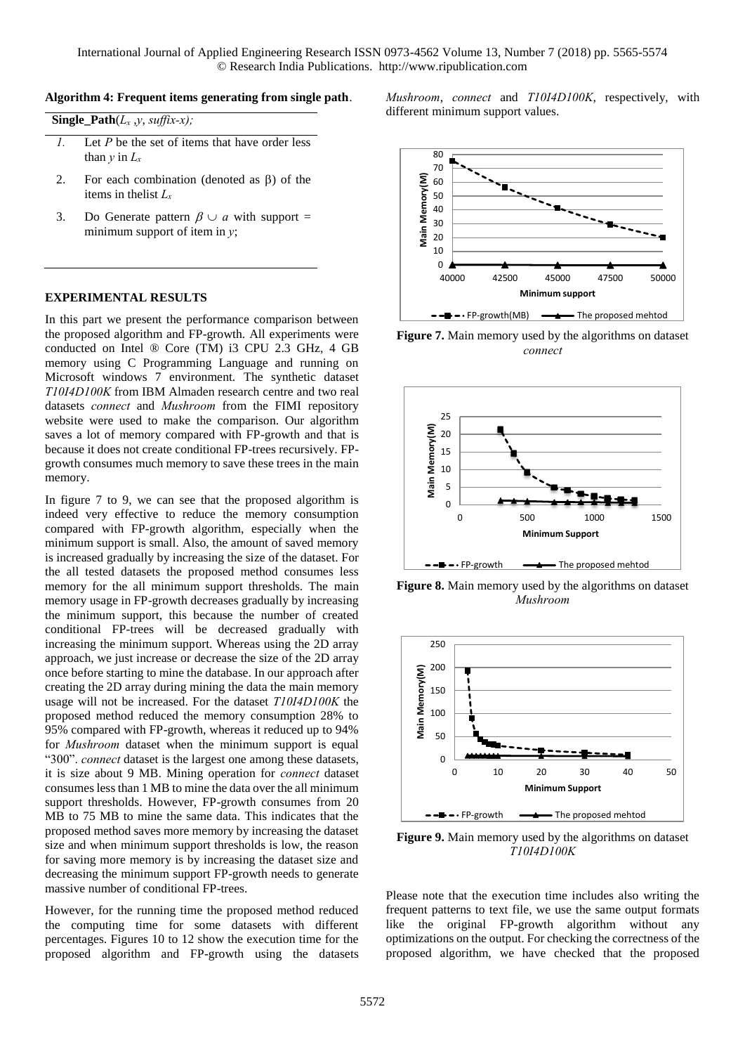**Algorithm 4: Frequent items generating from single path**.

**Single_Path**($L_x$ ,*y*, *suffix-x);*

1. Let *P* be the set of items that have order less than *y* in $L_x$
2. For each combination (denoted as β) of the items in thelist $L_x$
3. Do Generate pattern $\beta \cup a$ with support = minimum support of item in *y*;

## EXPERIMENTAL RESULTS

In this part we present the performance comparison between the proposed algorithm and FP-growth. All experiments were conducted on Intel ® Core (TM) i3 CPU 2.3 GHz, 4 GB memory using C Programming Language and running on Microsoft windows 7 environment. The synthetic dataset *T10I4D100K* from IBM Almaden research centre and two real datasets *connect* and *Mushroom* from the FIMI repository website were used to make the comparison. Our algorithm saves a lot of memory compared with FP-growth and that is because it does not create conditional FP-trees recursively. FP-growth consumes much memory to save these trees in the main memory.

In figure 7 to 9, we can see that the proposed algorithm is indeed very effective to reduce the memory consumption compared with FP-growth algorithm, especially when the minimum support is small. Also, the amount of saved memory is increased gradually by increasing the size of the dataset. For the all tested datasets the proposed method consumes less memory for the all minimum support thresholds. The main memory usage in FP-growth decreases gradually by increasing the minimum support, this because the number of created conditional FP-trees will be decreased gradually with increasing the minimum support. Whereas using the 2D array approach, we just increase or decrease the size of the 2D array once before starting to mine the database. In our approach after creating the 2D array during mining the data the main memory usage will not be increased. For the dataset *T10I4D100K* the proposed method reduced the memory consumption 28% to 95% compared with FP-growth, whereas it reduced up to 94% for *Mushroom* dataset when the minimum support is equal "300". *connect* dataset is the largest one among these datasets, it is size about 9 MB. Mining operation for *connect* dataset consumes less than 1 MB to mine the data over the all minimum support thresholds. However, FP-growth consumes from 20 MB to 75 MB to mine the same data. This indicates that the proposed method saves more memory by increasing the dataset size and when minimum support thresholds is low, the reason for saving more memory is by increasing the dataset size and decreasing the minimum support FP-growth needs to generate massive number of conditional FP-trees.

However, for the running time the proposed method reduced the computing time for some datasets with different percentages. Figures 10 to 12 show the execution time for the proposed algorithm and FP-growth using the datasets *Mushroom*, *connect* and *T10I4D100K*, respectively, with different minimum support values.

**Figure 7.** Main memory used by the algorithms on dataset *connect*

**Figure 8.** Main memory used by the algorithms on dataset *Mushroom*

**Figure 9.** Main memory used by the algorithms on dataset *T10I4D100K*

Please note that the execution time includes also writing the frequent patterns to text file, we use the same output formats like the original FP-growth algorithm without any optimizations on the output. For checking the correctness of the proposed algorithm, we have checked that the proposed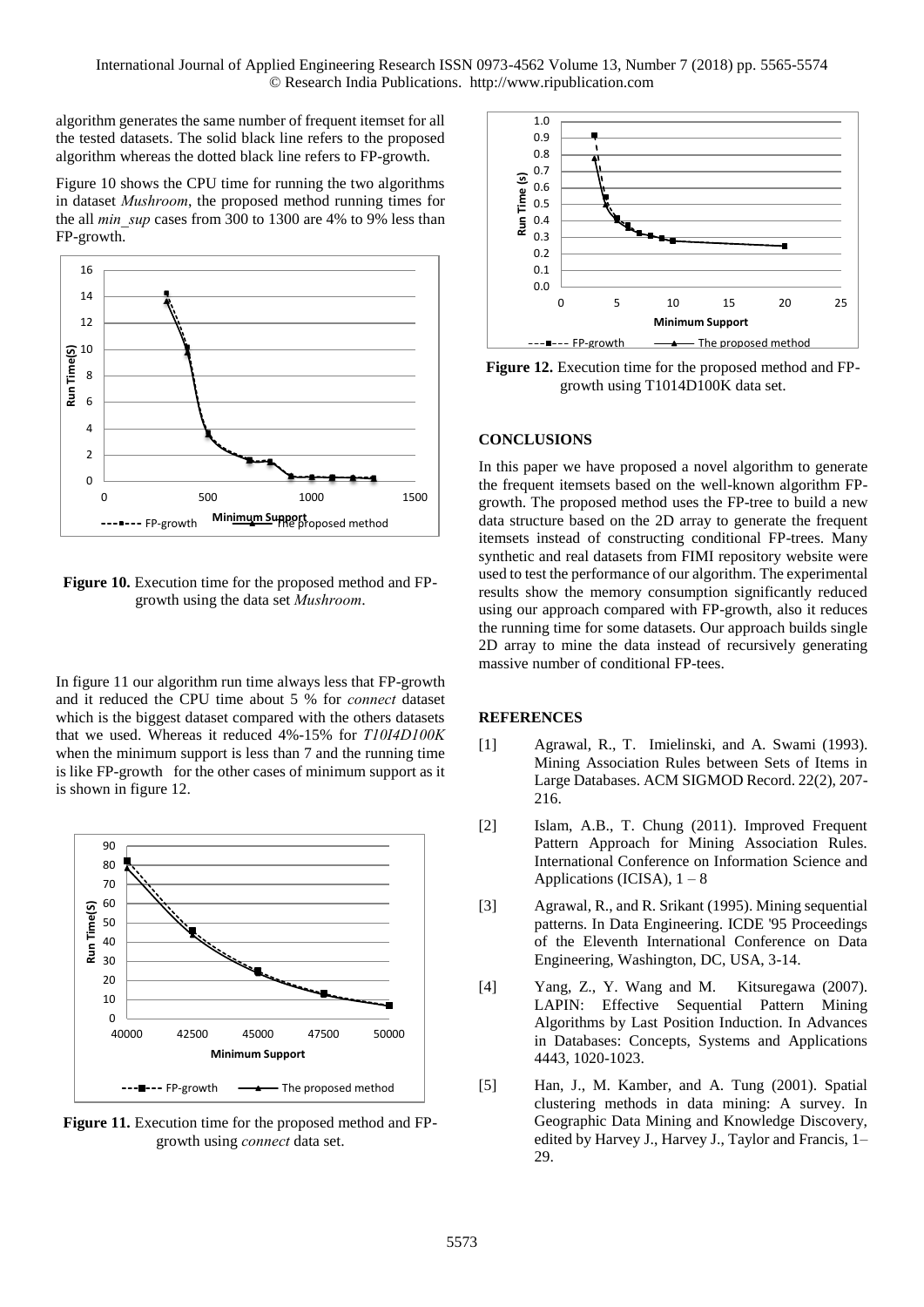algorithm generates the same number of frequent itemset for all the tested datasets. The solid black line refers to the proposed algorithm whereas the dotted black line refers to FP-growth.

Figure 10 shows the CPU time for running the two algorithms in dataset *Mushroom*, the proposed method running times for the all *min_sup* cases from 300 to 1300 are 4% to 9% less than FP-growth.

**Figure 10.** Execution time for the proposed method and FP-growth using the data set *Mushroom*.

In figure 11 our algorithm run time always less that FP-growth and it reduced the CPU time about 5 % for *connect* dataset which is the biggest dataset compared with the others datasets that we used. Whereas it reduced 4%-15% for *T10I4D100K* when the minimum support is less than 7 and the running time is like FP-growth for the other cases of minimum support as it is shown in figure 12.

**Figure 11.** Execution time for the proposed method and FP-growth using *connect* data set.

**Figure 12.** Execution time for the proposed method and FP-growth using T1014D100K data set.

## CONCLUSIONS

In this paper we have proposed a novel algorithm to generate the frequent itemsets based on the well-known algorithm FP-growth. The proposed method uses the FP-tree to build a new data structure based on the 2D array to generate the frequent itemsets instead of constructing conditional FP-trees. Many synthetic and real datasets from FIMI repository website were used to test the performance of our algorithm. The experimental results show the memory consumption significantly reduced using our approach compared with FP-growth, also it reduces the running time for some datasets. Our approach builds single 2D array to mine the data instead of recursively generating massive number of conditional FP-tees.

## REFERENCES

[1] Agrawal, R., T. Imielinski, and A. Swami (1993). Mining Association Rules between Sets of Items in Large Databases. ACM SIGMOD Record. 22(2), 207-216.

[2] Islam, A.B., T. Chung (2011). Improved Frequent Pattern Approach for Mining Association Rules. International Conference on Information Science and Applications (ICISA), 1 – 8

[3] Agrawal, R., and R. Srikant (1995). Mining sequential patterns. In Data Engineering. ICDE '95 Proceedings of the Eleventh International Conference on Data Engineering, Washington, DC, USA, 3-14.

[4] Yang, Z., Y. Wang and M. Kitsuregawa (2007). LAPIN: Effective Sequential Pattern Mining Algorithms by Last Position Induction. In Advances in Databases: Concepts, Systems and Applications 4443, 1020-1023.

[5] Han, J., M. Kamber, and A. Tung (2001). Spatial clustering methods in data mining: A survey. In Geographic Data Mining and Knowledge Discovery, edited by Harvey J., Harvey J., Taylor and Francis, 1–29.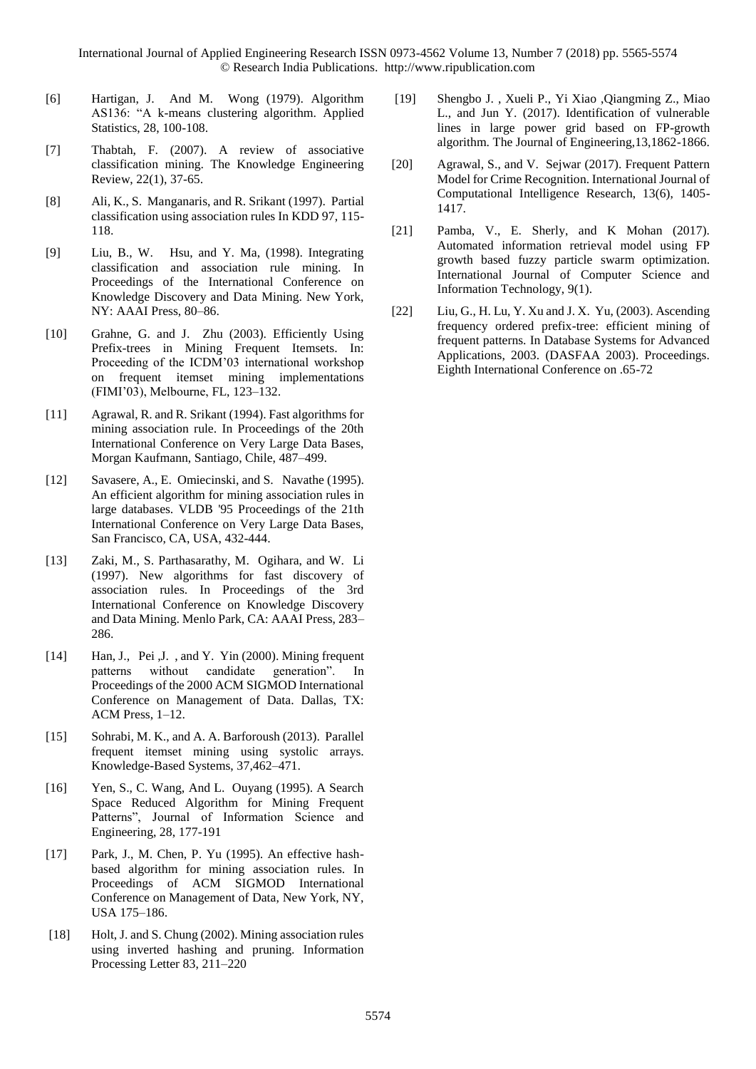[6] Hartigan, J. And M. Wong (1979). Algorithm AS136: "A k-means clustering algorithm. Applied Statistics, 28, 100-108.

[7] Thabtah, F. (2007). A review of associative classification mining. The Knowledge Engineering Review, 22(1), 37-65.

[8] Ali, K., S. Manganaris, and R. Srikant (1997). Partial classification using association rules In KDD 97, 115-118.

[9] Liu, B., W. Hsu, and Y. Ma, (1998). Integrating classification and association rule mining. In Proceedings of the International Conference on Knowledge Discovery and Data Mining. New York, NY: AAAI Press, 80–86.

[10] Grahne, G. and J. Zhu (2003). Efficiently Using Prefix-trees in Mining Frequent Itemsets. In: Proceeding of the ICDM'03 international workshop on frequent itemset mining implementations (FIMI'03), Melbourne, FL, 123–132.

[11] Agrawal, R. and R. Srikant (1994). Fast algorithms for mining association rule. In Proceedings of the 20th International Conference on Very Large Data Bases, Morgan Kaufmann, Santiago, Chile, 487–499.

[12] Savasere, A., E. Omiecinski, and S. Navathe (1995). An efficient algorithm for mining association rules in large databases. VLDB '95 Proceedings of the 21th International Conference on Very Large Data Bases, San Francisco, CA, USA, 432-444.

[13] Zaki, M., S. Parthasarathy, M. Ogihara, and W. Li (1997). New algorithms for fast discovery of association rules. In Proceedings of the 3rd International Conference on Knowledge Discovery and Data Mining. Menlo Park, CA: AAAI Press, 283–286.

[14] Han, J., Pei ,J. , and Y. Yin (2000). Mining frequent patterns without candidate generation". In Proceedings of the 2000 ACM SIGMOD International Conference on Management of Data. Dallas, TX: ACM Press, 1–12.

[15] Sohrabi, M. K., and A. A. Barforoush (2013). Parallel frequent itemset mining using systolic arrays. Knowledge-Based Systems, 37,462–471.

[16] Yen, S., C. Wang, And L. Ouyang (1995). A Search Space Reduced Algorithm for Mining Frequent Patterns", Journal of Information Science and Engineering, 28, 177-191

[17] Park, J., M. Chen, P. Yu (1995). An effective hash-based algorithm for mining association rules. In Proceedings of ACM SIGMOD International Conference on Management of Data, New York, NY, USA 175–186.

[18] Holt, J. and S. Chung (2002). Mining association rules using inverted hashing and pruning. Information Processing Letter 83, 211–220

[19] Shengbo J. , Xueli P., Yi Xiao ,Qiangming Z., Miao L., and Jun Y. (2017). Identification of vulnerable lines in large power grid based on FP-growth algorithm. The Journal of Engineering,13,1862-1866.

[20] Agrawal, S., and V. Sejwar (2017). Frequent Pattern Model for Crime Recognition. International Journal of Computational Intelligence Research, 13(6), 1405-1417.

[21] Pamba, V., E. Sherly, and K Mohan (2017). Automated information retrieval model using FP growth based fuzzy particle swarm optimization. International Journal of Computer Science and Information Technology, 9(1).

[22] Liu, G., H. Lu, Y. Xu and J. X. Yu, (2003). Ascending frequency ordered prefix-tree: efficient mining of frequent patterns. In Database Systems for Advanced Applications, 2003. (DASFAA 2003). Proceedings. Eighth International Conference on .65-72